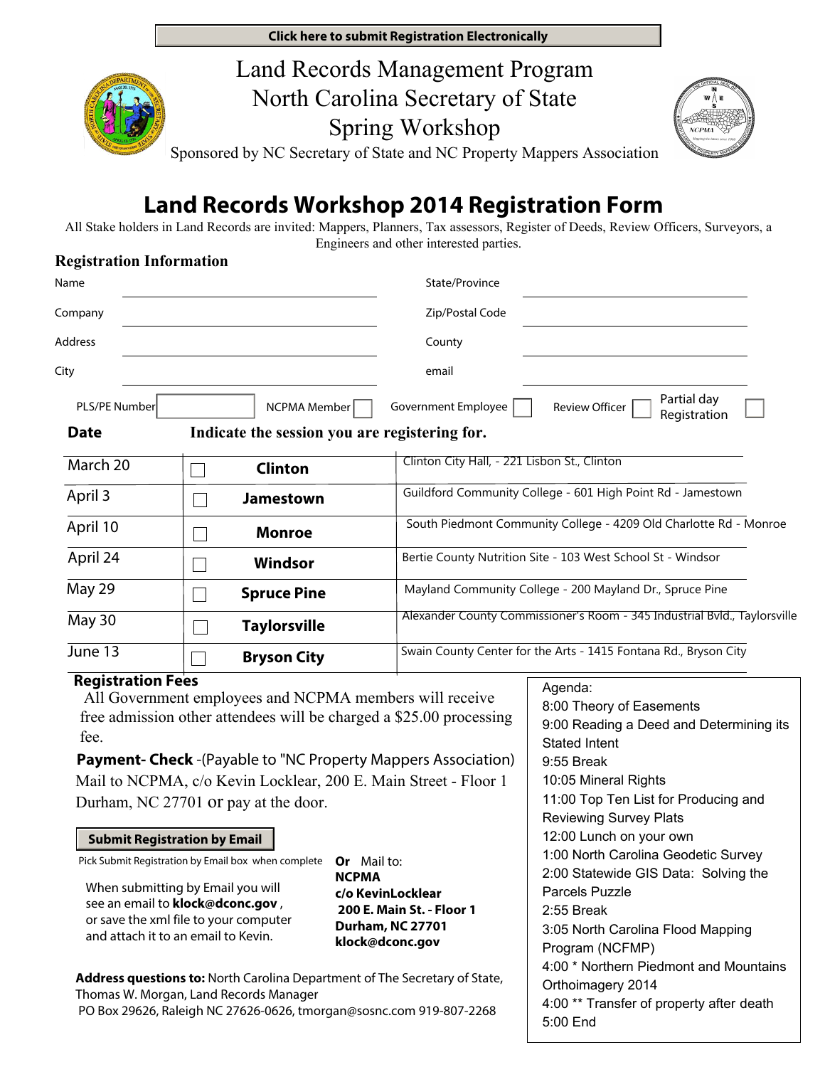Click here to submit Registration Electronically

# Land Records Management Program
# North Carolina Secretary of State
# Spring Workshop

Sponsored by NC Secretary of State and NC Property Mappers Association

## Land Records Workshop 2014 Registration Form

All Stake holders in Land Records are invited: Mappers, Planners, Tax assessors, Register of Deeds, Review Officers, Surveyors, a Engineers and other interested parties.

### Registration Information

| | | | |
|---|---|---|---|
| Name | | State/Province | |
| Company | | Zip/Postal Code | |
| Address | | County | |
| City | | email | |

PLS/PE Number ☐ NCPMA Member ☐ Government Employee ☐ Review Officer ☐ Partial day Registration ☐

| Date | Indicate the session you are registering for. | |
|---|---|---|
| March 20 | ☐ **Clinton** | Clinton City Hall, - 221 Lisbon St., Clinton |
| April 3 | ☐ **Jamestown** | Guildford Community College - 601 High Point Rd - Jamestown |
| April 10 | ☐ **Monroe** | South Piedmont Community College - 4209 Old Charlotte Rd - Monroe |
| April 24 | ☐ **Windsor** | Bertie County Nutrition Site - 103 West School St - Windsor |
| May 29 | ☐ **Spruce Pine** | Mayland Community College - 200 Mayland Dr., Spruce Pine |
| May 30 | ☐ **Taylorsville** | Alexander County Commissioner's Room - 345 Industrial Bvld., Taylorsville |
| June 13 | ☐ **Bryson City** | Swain County Center for the Arts - 1415 Fontana Rd., Bryson City |

**Registration Fees**

All Government employees and NCPMA members will receive free admission other attendees will be charged a $25.00 processing fee.

**Payment- Check** -(Payable to "NC Property Mappers Association)
Mail to NCPMA, c/o Kevin Locklear, 200 E. Main Street - Floor 1 Durham, NC 27701 or pay at the door.

**Submit Registration by Email**

Pick Submit Registration by Email box when complete

When submitting by Email you will see an email to **klock@dconc.gov** , or save the xml file to your computer and attach it to an email to Kevin.

**Or** Mail to:
**NCPMA**
**c/o KevinLocklear**
**200 E. Main St. - Floor 1**
**Durham, NC 27701**
**klock@dconc.gov**

**Address questions to:** North Carolina Department of The Secretary of State, Thomas W. Morgan, Land Records Manager
PO Box 29626, Raleigh NC 27626-0626, tmorgan@sosnc.com 919-807-2268

Agenda:
- 8:00 Theory of Easements
- 9:00 Reading a Deed and Determining its Stated Intent
- 9:55 Break
- 10:05 Mineral Rights
- 11:00 Top Ten List for Producing and Reviewing Survey Plats
- 12:00 Lunch on your own
- 1:00 North Carolina Geodetic Survey
- 2:00 Statewide GIS Data: Solving the Parcels Puzzle
- 2:55 Break
- 3:05 North Carolina Flood Mapping Program (NCFMP)
- 4:00 * Northern Piedmont and Mountains Orthoimagery 2014
- 4:00 ** Transfer of property after death
- 5:00 End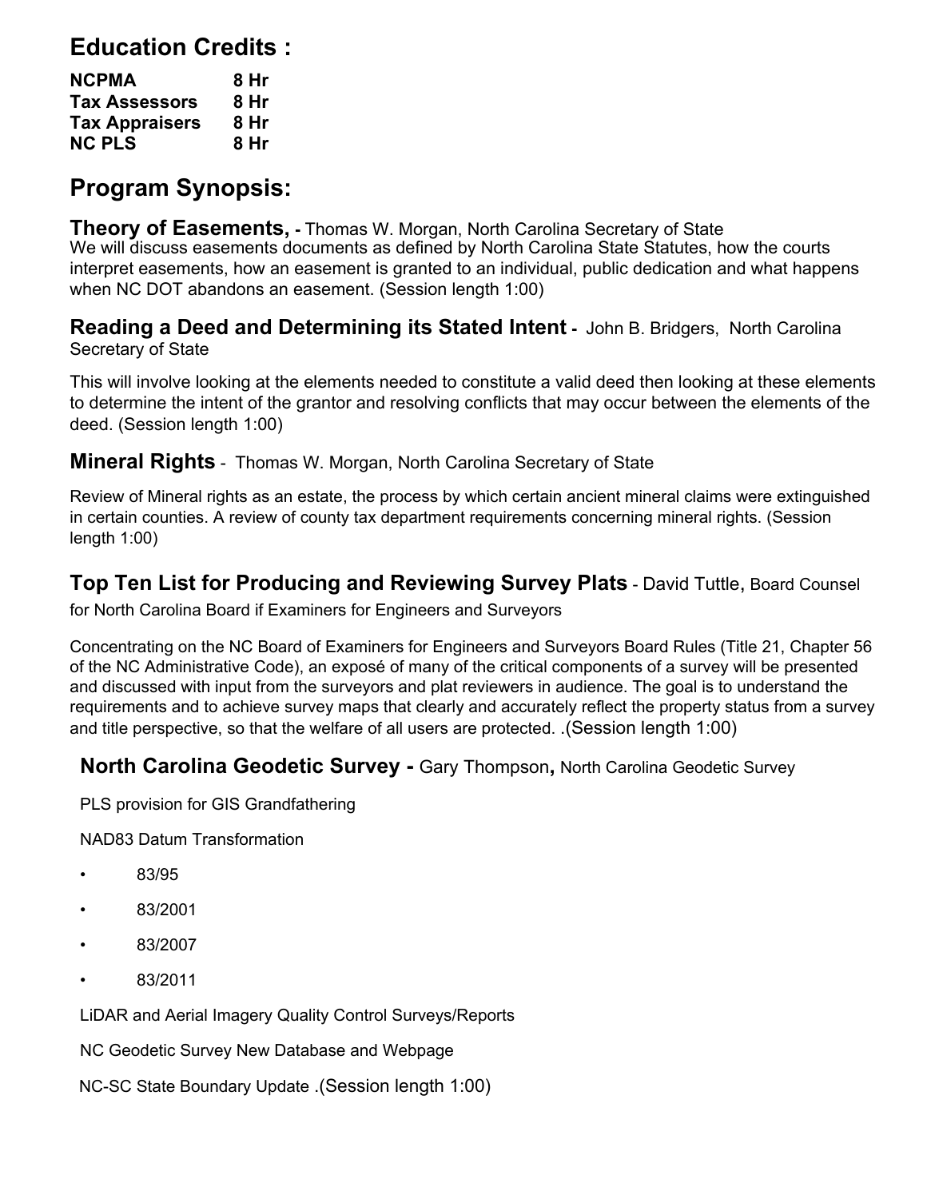## Education Credits :

| | |
|---|---|
| **NCPMA** | **8 Hr** |
| **Tax Assessors** | **8 Hr** |
| **Tax Appraisers** | **8 Hr** |
| **NC PLS** | **8 Hr** |

## Program Synopsis:

### Theory of Easements, - Thomas W. Morgan, North Carolina Secretary of State

We will discuss easements documents as defined by North Carolina State Statutes, how the courts interpret easements, how an easement is granted to an individual, public dedication and what happens when NC DOT abandons an easement. (Session length 1:00)

### Reading a Deed and Determining its Stated Intent - John B. Bridgers, North Carolina Secretary of State

This will involve looking at the elements needed to constitute a valid deed then looking at these elements to determine the intent of the grantor and resolving conflicts that may occur between the elements of the deed. (Session length 1:00)

### Mineral Rights - Thomas W. Morgan, North Carolina Secretary of State

Review of Mineral rights as an estate, the process by which certain ancient mineral claims were extinguished in certain counties. A review of county tax department requirements concerning mineral rights. (Session length 1:00)

### Top Ten List for Producing and Reviewing Survey Plats - David Tuttle, Board Counsel for North Carolina Board if Examiners for Engineers and Surveyors

Concentrating on the NC Board of Examiners for Engineers and Surveyors Board Rules (Title 21, Chapter 56 of the NC Administrative Code), an exposé of many of the critical components of a survey will be presented and discussed with input from the surveyors and plat reviewers in audience. The goal is to understand the requirements and to achieve survey maps that clearly and accurately reflect the property status from a survey and title perspective, so that the welfare of all users are protected. .(Session length 1:00)

### North Carolina Geodetic Survey - Gary Thompson, North Carolina Geodetic Survey

PLS provision for GIS Grandfathering

NAD83 Datum Transformation

- 83/95
- 83/2001
- 83/2007
- 83/2011

LiDAR and Aerial Imagery Quality Control Surveys/Reports

NC Geodetic Survey New Database and Webpage

NC-SC State Boundary Update .(Session length 1:00)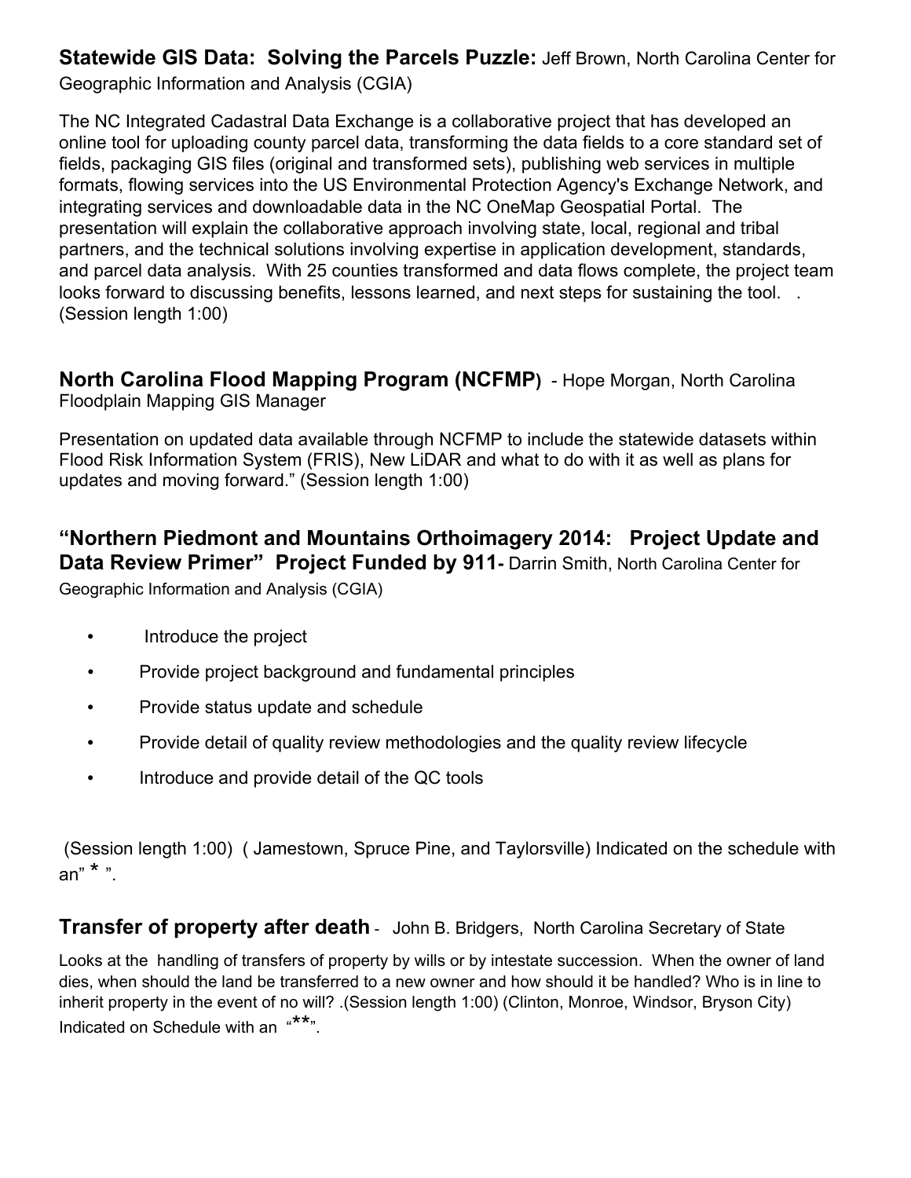**Statewide GIS Data: Solving the Parcels Puzzle:** Jeff Brown, North Carolina Center for Geographic Information and Analysis (CGIA)

The NC Integrated Cadastral Data Exchange is a collaborative project that has developed an online tool for uploading county parcel data, transforming the data fields to a core standard set of fields, packaging GIS files (original and transformed sets), publishing web services in multiple formats, flowing services into the US Environmental Protection Agency's Exchange Network, and integrating services and downloadable data in the NC OneMap Geospatial Portal. The presentation will explain the collaborative approach involving state, local, regional and tribal partners, and the technical solutions involving expertise in application development, standards, and parcel data analysis. With 25 counties transformed and data flows complete, the project team looks forward to discussing benefits, lessons learned, and next steps for sustaining the tool. . (Session length 1:00)

**North Carolina Flood Mapping Program (NCFMP)** - Hope Morgan, North Carolina Floodplain Mapping GIS Manager

Presentation on updated data available through NCFMP to include the statewide datasets within Flood Risk Information System (FRIS), New LiDAR and what to do with it as well as plans for updates and moving forward." (Session length 1:00)

**"Northern Piedmont and Mountains Orthoimagery 2014: Project Update and Data Review Primer" Project Funded by 911-** Darrin Smith, North Carolina Center for Geographic Information and Analysis (CGIA)

- Introduce the project
- Provide project background and fundamental principles
- Provide status update and schedule
- Provide detail of quality review methodologies and the quality review lifecycle
- Introduce and provide detail of the QC tools

(Session length 1:00) ( Jamestown, Spruce Pine, and Taylorsville) Indicated on the schedule with an" * ".

**Transfer of property after death** - John B. Bridgers, North Carolina Secretary of State

Looks at the handling of transfers of property by wills or by intestate succession. When the owner of land dies, when should the land be transferred to a new owner and how should it be handled? Who is in line to inherit property in the event of no will? .(Session length 1:00) (Clinton, Monroe, Windsor, Bryson City) Indicated on Schedule with an "**".